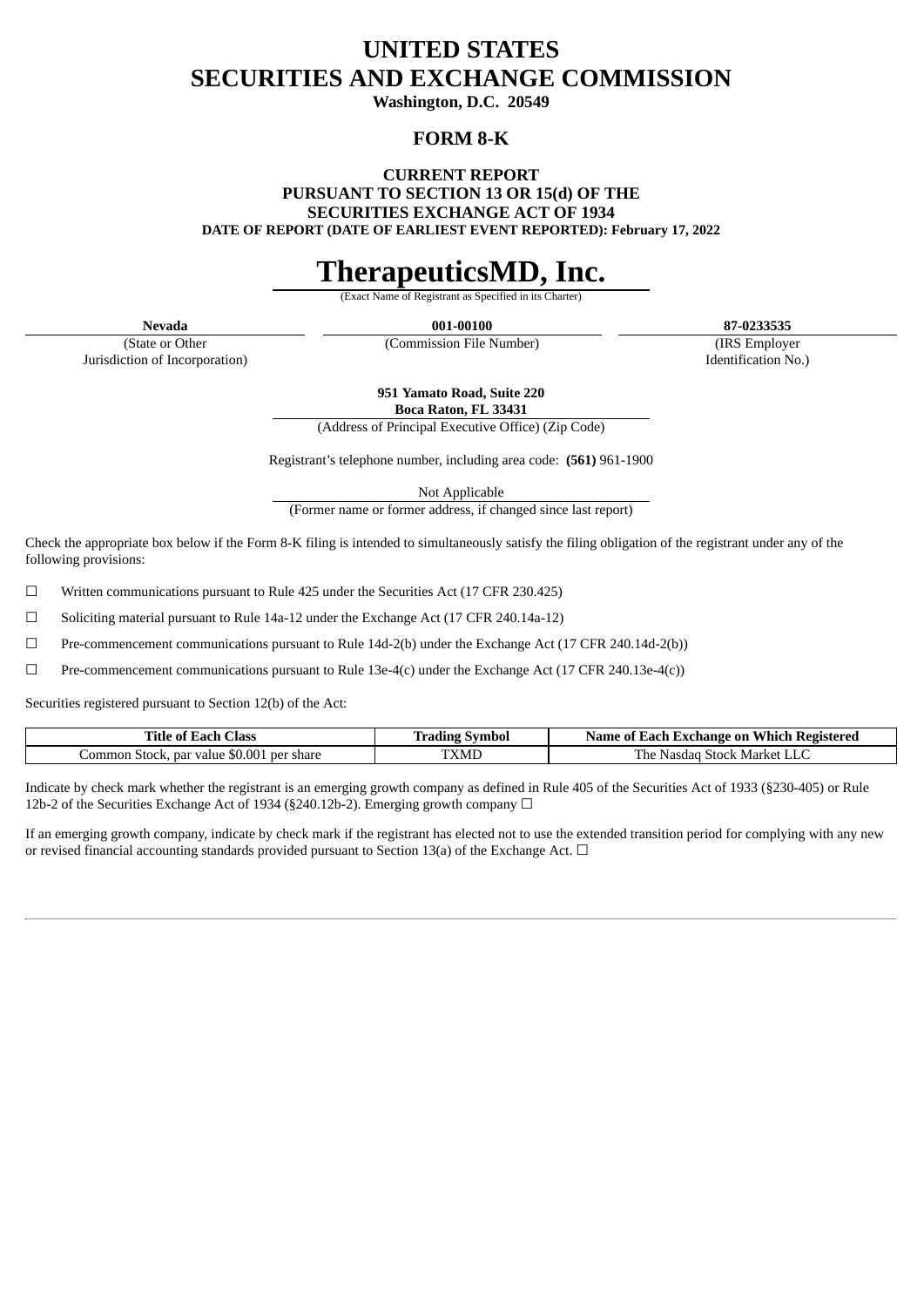# UNITED STATES
# SECURITIES AND EXCHANGE COMMISSION

**Washington, D.C. 20549**

## FORM 8-K

**CURRENT REPORT**
**PURSUANT TO SECTION 13 OR 15(d) OF THE**
**SECURITIES EXCHANGE ACT OF 1934**
**DATE OF REPORT (DATE OF EARLIEST EVENT REPORTED): February 17, 2022**

# TherapeuticsMD, Inc.

(Exact Name of Registrant as Specified in its Charter)

| **Nevada** | **001-00100** | **87-0233535** |
|---|---|---|
| (State or Other Jurisdiction of Incorporation) | (Commission File Number) | (IRS Employer Identification No.) |

**951 Yamato Road, Suite 220**
**Boca Raton, FL 33431**
(Address of Principal Executive Office) (Zip Code)

Registrant's telephone number, including area code: **(561)** 961-1900

Not Applicable
(Former name or former address, if changed since last report)

Check the appropriate box below if the Form 8-K filing is intended to simultaneously satisfy the filing obligation of the registrant under any of the following provisions:

☐ Written communications pursuant to Rule 425 under the Securities Act (17 CFR 230.425)

☐ Soliciting material pursuant to Rule 14a-12 under the Exchange Act (17 CFR 240.14a-12)

☐ Pre-commencement communications pursuant to Rule 14d-2(b) under the Exchange Act (17 CFR 240.14d-2(b))

☐ Pre-commencement communications pursuant to Rule 13e-4(c) under the Exchange Act (17 CFR 240.13e-4(c))

Securities registered pursuant to Section 12(b) of the Act:

| Title of Each Class | Trading Symbol | Name of Each Exchange on Which Registered |
|---|---|---|
| Common Stock, par value $0.001 per share | TXMD | The Nasdaq Stock Market LLC |

Indicate by check mark whether the registrant is an emerging growth company as defined in Rule 405 of the Securities Act of 1933 (§230-405) or Rule 12b-2 of the Securities Exchange Act of 1934 (§240.12b-2). Emerging growth company ☐

If an emerging growth company, indicate by check mark if the registrant has elected not to use the extended transition period for complying with any new or revised financial accounting standards provided pursuant to Section 13(a) of the Exchange Act. ☐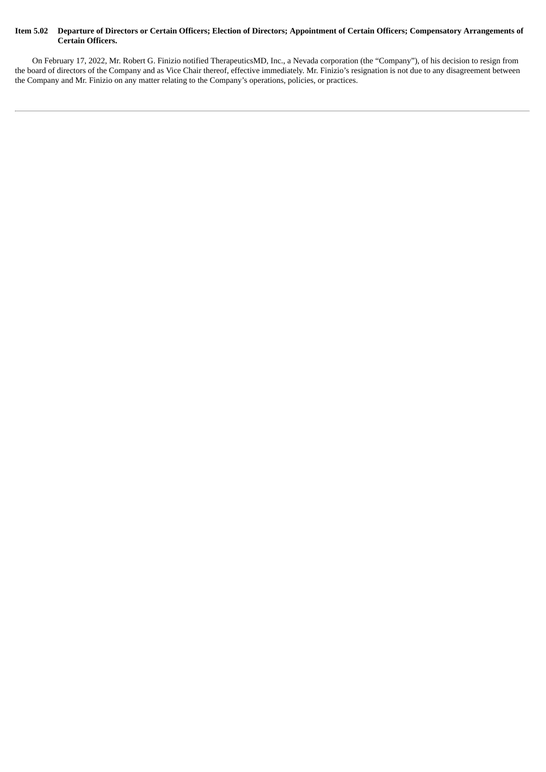**Item 5.02 Departure of Directors or Certain Officers; Election of Directors; Appointment of Certain Officers; Compensatory Arrangements of Certain Officers.**

On February 17, 2022, Mr. Robert G. Finizio notified TherapeuticsMD, Inc., a Nevada corporation (the "Company"), of his decision to resign from the board of directors of the Company and as Vice Chair thereof, effective immediately. Mr. Finizio's resignation is not due to any disagreement between the Company and Mr. Finizio on any matter relating to the Company's operations, policies, or practices.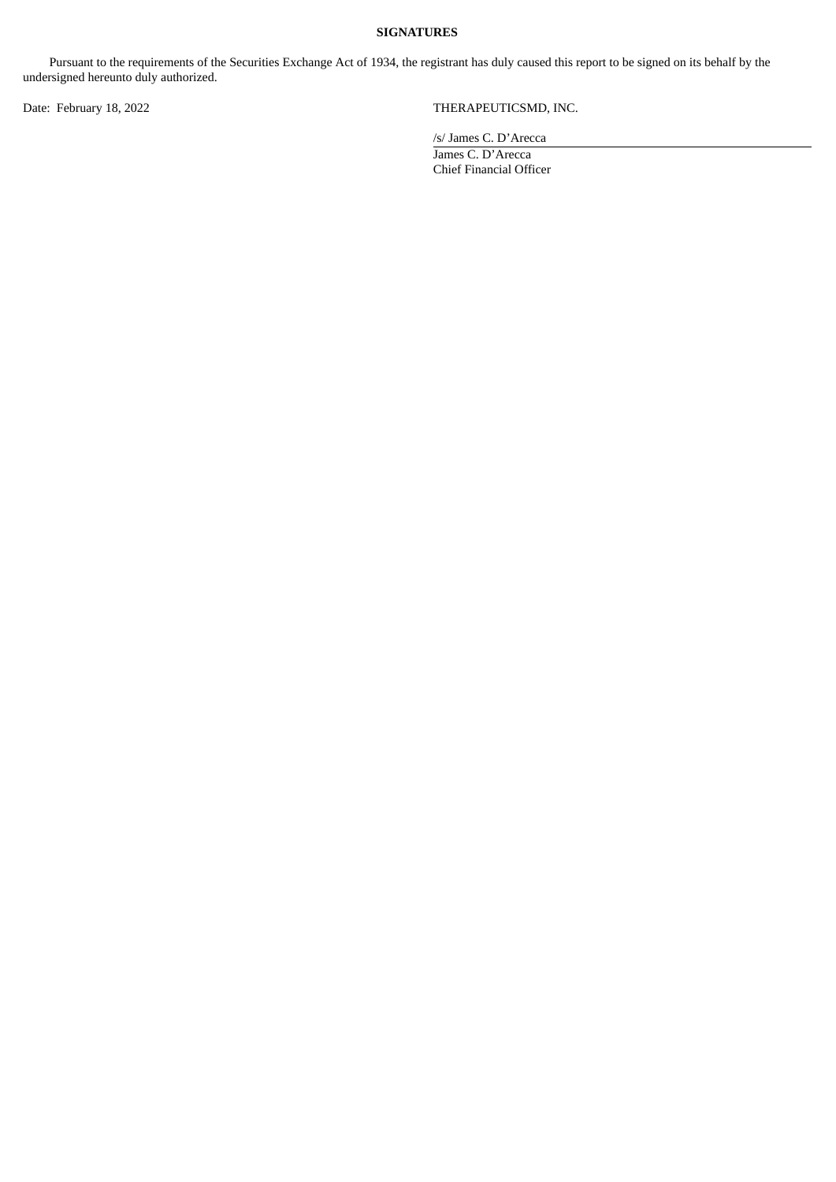**SIGNATURES**

Pursuant to the requirements of the Securities Exchange Act of 1934, the registrant has duly caused this report to be signed on its behalf by the undersigned hereunto duly authorized.

Date: February 18, 2022

THERAPEUTICSMD, INC.

/s/ James C. D’Arecca

James C. D’Arecca
Chief Financial Officer